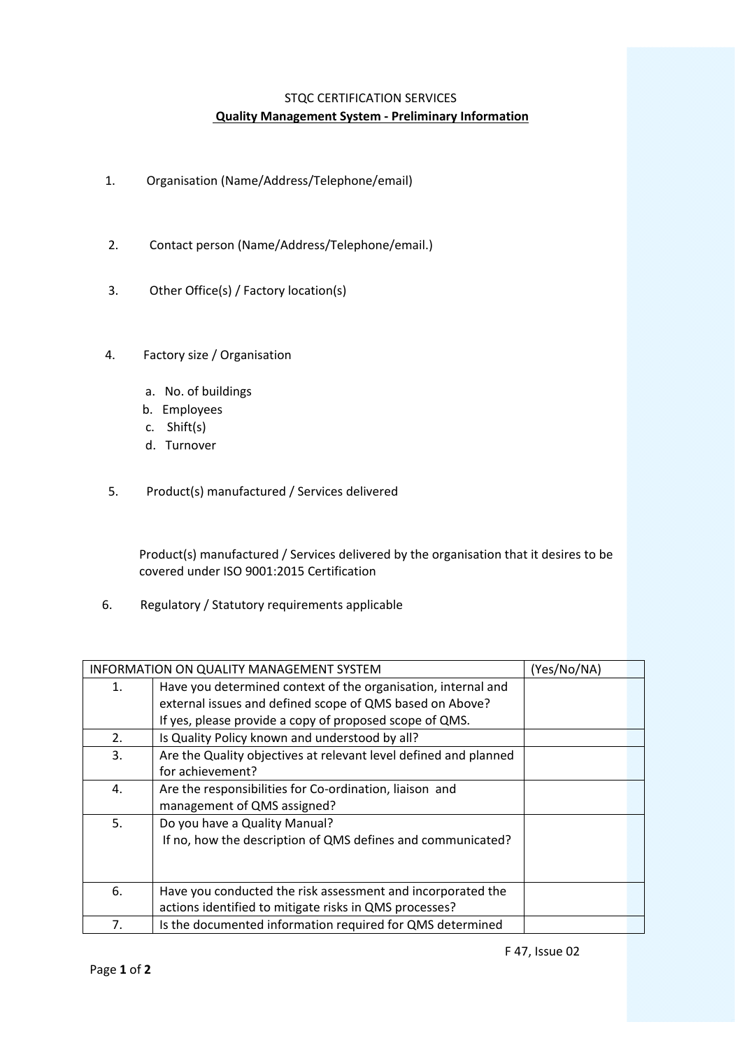STQC CERTIFICATION SERVICES

## Quality Management System - Preliminary Information

1. Organisation (Name/Address/Telephone/email)

2. Contact person (Name/Address/Telephone/email.)

3. Other Office(s) / Factory location(s)

4. Factory size / Organisation

   a. No. of buildings
   b. Employees
   c. Shift(s)
   d. Turnover

5. Product(s) manufactured / Services delivered

   Product(s) manufactured / Services delivered by the organisation that it desires to be covered under ISO 9001:2015 Certification

6. Regulatory / Statutory requirements applicable

| INFORMATION ON QUALITY MANAGEMENT SYSTEM | | (Yes/No/NA) |
|---|---|---|
| 1. | Have you determined context of the organisation, internal and external issues and defined scope of QMS based on Above? If yes, please provide a copy of proposed scope of QMS. | |
| 2. | Is Quality Policy known and understood by all? | |
| 3. | Are the Quality objectives at relevant level defined and planned for achievement? | |
| 4. | Are the responsibilities for Co-ordination, liaison and management of QMS assigned? | |
| 5. | Do you have a Quality Manual? If no, how the description of QMS defines and communicated? | |
| 6. | Have you conducted the risk assessment and incorporated the actions identified to mitigate risks in QMS processes? | |
| 7. | Is the documented information required for QMS determined | |

F 47, Issue 02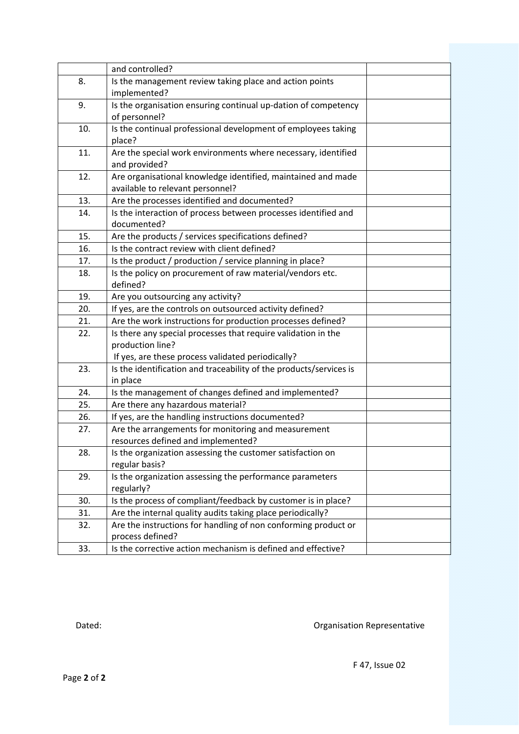| | | |
|---|---|---|
| | and controlled? | |
| 8. | Is the management review taking place and action points implemented? | |
| 9. | Is the organisation ensuring continual up-dation of competency of personnel? | |
| 10. | Is the continual professional development of employees taking place? | |
| 11. | Are the special work environments where necessary, identified and provided? | |
| 12. | Are organisational knowledge identified, maintained and made available to relevant personnel? | |
| 13. | Are the processes identified and documented? | |
| 14. | Is the interaction of process between processes identified and documented? | |
| 15. | Are the products / services specifications defined? | |
| 16. | Is the contract review with client defined? | |
| 17. | Is the product / production / service planning in place? | |
| 18. | Is the policy on procurement of raw material/vendors etc. defined? | |
| 19. | Are you outsourcing any activity? | |
| 20. | If yes, are the controls on outsourced activity defined? | |
| 21. | Are the work instructions for production processes defined? | |
| 22. | Is there any special processes that require validation in the production line?<br>If yes, are these process validated periodically? | |
| 23. | Is the identification and traceability of the products/services is in place | |
| 24. | Is the management of changes defined and implemented? | |
| 25. | Are there any hazardous material? | |
| 26. | If yes, are the handling instructions documented? | |
| 27. | Are the arrangements for monitoring and measurement resources defined and implemented? | |
| 28. | Is the organization assessing the customer satisfaction on regular basis? | |
| 29. | Is the organization assessing the performance parameters regularly? | |
| 30. | Is the process of compliant/feedback by customer is in place? | |
| 31. | Are the internal quality audits taking place periodically? | |
| 32. | Are the instructions for handling of non conforming product or process defined? | |
| 33. | Is the corrective action mechanism is defined and effective? | |

Dated: Organisation Representative

F 47, Issue 02